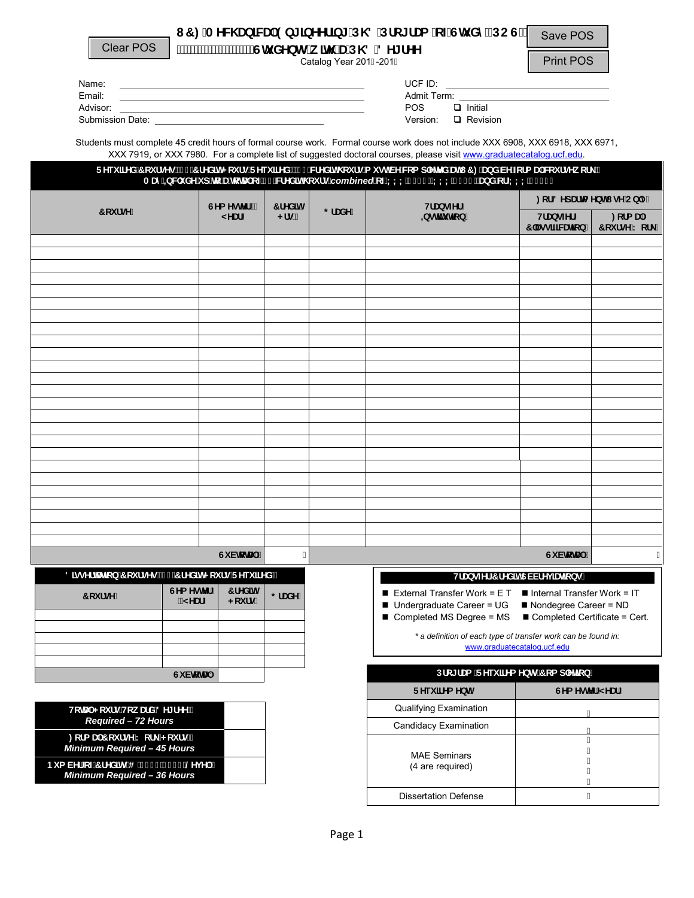Clear POS

# UCF Mechanical Engineering PhD Program of Study (POS)

## Student with a PhD Degree

Catalog Year 201_-201_

Save POS

Print POS

Name: ____________________

Email: ____________________

Advisor: ____________________

Submission Date: ____________________

UCF ID: ____________________

Admit Term: ____________________

POS Version: ❑ Initial ❑ Revision

Students must complete 45 credit hours of formal course work. Formal course work does not include XXX 6908, XXX 6918, XXX 6971, XXX 7919, or XXX 7980. For a complete list of suggested doctoral courses, please visit www.graduatecatalog.ucf.edu.

**Required Courses (__ Credit Hours Required) __ credit hours must be completed at UCF and be in formal course work. May include up to a total of __ credit hours combined of XXX ____, XXX ____, and/or XXX ____.**

| Course | Semester / Year | Credit Hrs | Grade | Transfer Institution | For Department Use Only: Transfer Classification | For Department Use Only: Formal Course Work |
|---|---|---|---|---|---|---|
| | | | | | | |
| | | | | | | |
| | | | | | | |
| | | | | | | |
| | | | | | | |
| | | | | | | |
| | | | | | | |
| | | | | | | |
| | | | | | | |
| | | | | | | |
| | | | | | | |
| | | | | | | |
| | | | | | | |
| | | | | | | |
| | | | | | | |
| | | | | | | |
| | | | | | | |
| | | | | | | |
| | | | | | | |
| | | | | | | |
| | | | | | | |
| | | | | | | |
| | | | | | | |
| | | | | | | |
| | | | | | | |
| | Subtotal: | | | | Subtotal: | |

**Dissertation Courses (__ Credit Hours Required)**

| Course | Semester / Year | Credit Hours | Grade |
|---|---|---|---|
| | | | |
| | | | |
| | | | |
| | | | |
| | | | |
| | Subtotal: | | |

| | |
|---|---|
| **Total Hours Toward Degree** *Required – 72 Hours* | |
| **Formal Course Work Hours** *Minimum Required – 45 Hours* | |
| **Number of Credit @ ____ Level** *Minimum Required – 36 Hours* | |

**Transfer Credit Abbreviations**

- External Transfer Work = ET
- Internal Transfer Work = IT
- Undergraduate Career = UG
- Nondegree Career = ND
- Completed MS Degree = MS
- Completed Certificate = Cert.

*\* a definition of each type of transfer work can be found in:* www.graduatecatalog.ucf.edu

**Program Requirement Completion**

| Requirement | Semester/Year |
|---|---|
| Qualifying Examination | |
| Candidacy Examination | |
| MAE Seminars (4 are required) | |
| Dissertation Defense | |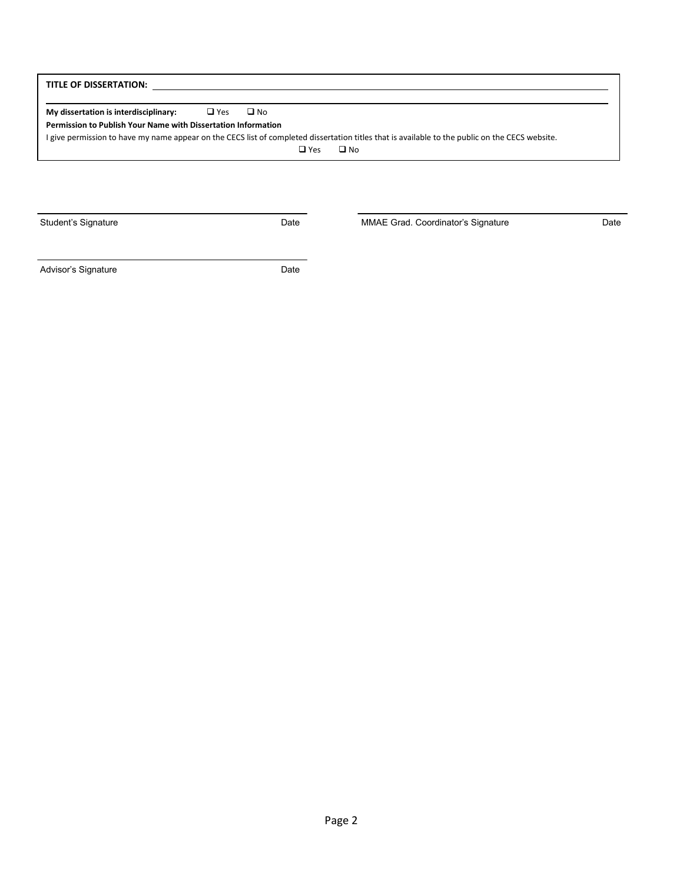**TITLE OF DISSERTATION:** ______________________________________________

**My dissertation is interdisciplinary:** ❑ Yes ❑ No

**Permission to Publish Your Name with Dissertation Information**

I give permission to have my name appear on the CECS list of completed dissertation titles that is available to the public on the CECS website.

❑ Yes ❑ No

| | | | |
|---|---|---|---|
| Student's Signature | Date | MMAE Grad. Coordinator's Signature | Date |
| Advisor's Signature | Date | | |